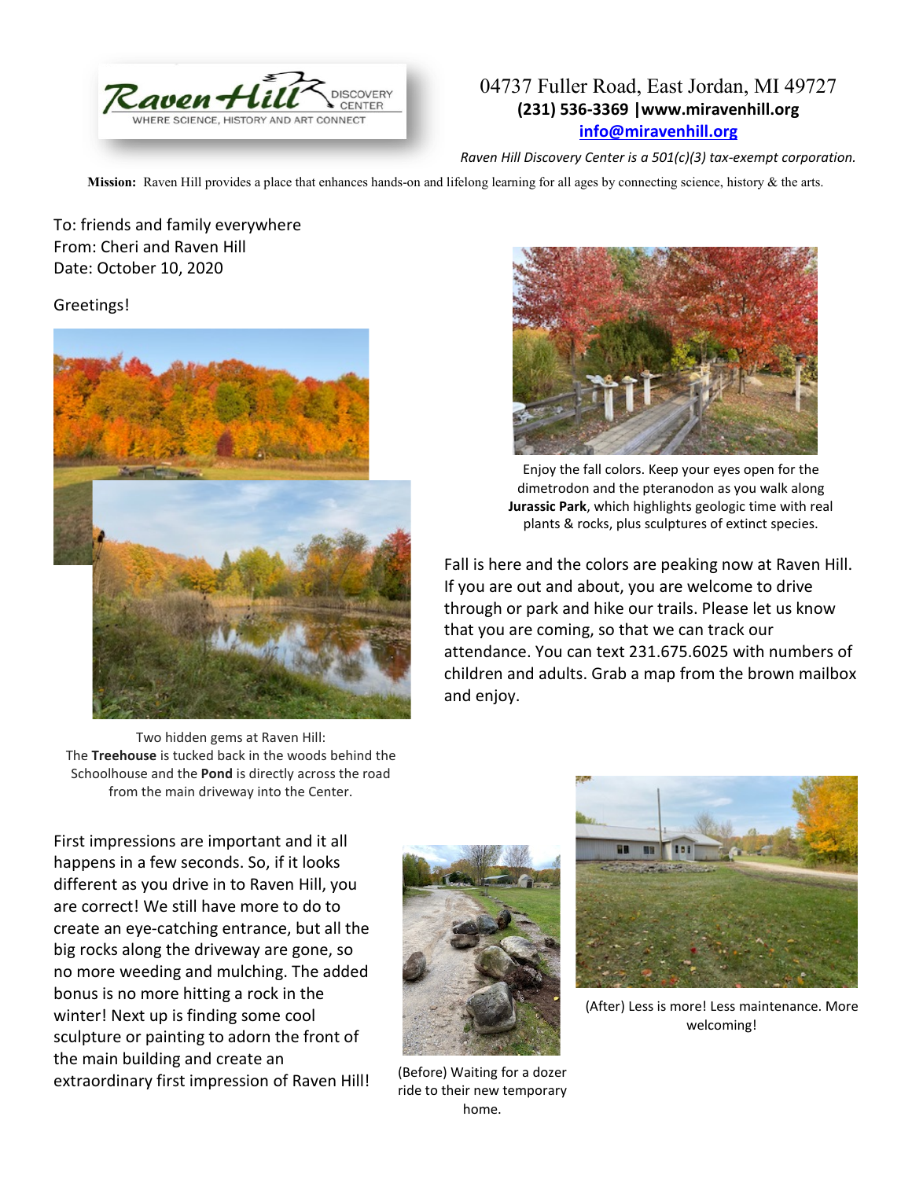Raven Hill DISCOVERY CENTER
WHERE SCIENCE, HISTORY AND ART CONNECT

04737 Fuller Road, East Jordan, MI 49727
**(231) 536-3369 |www.miravenhill.org**
**info@miravenhill.org**

*Raven Hill Discovery Center is a 501(c)(3) tax-exempt corporation.*

**Mission:** Raven Hill provides a place that enhances hands-on and lifelong learning for all ages by connecting science, history & the arts.

To: friends and family everywhere
From: Cheri and Raven Hill
Date: October 10, 2020

Greetings!

Two hidden gems at Raven Hill: The **Treehouse** is tucked back in the woods behind the Schoolhouse and the **Pond** is directly across the road from the main driveway into the Center.

Enjoy the fall colors. Keep your eyes open for the dimetrodon and the pteranodon as you walk along **Jurassic Park**, which highlights geologic time with real plants & rocks, plus sculptures of extinct species.

Fall is here and the colors are peaking now at Raven Hill. If you are out and about, you are welcome to drive through or park and hike our trails. Please let us know that you are coming, so that we can track our attendance. You can text 231.675.6025 with numbers of children and adults. Grab a map from the brown mailbox and enjoy.

First impressions are important and it all happens in a few seconds. So, if it looks different as you drive in to Raven Hill, you are correct! We still have more to do to create an eye-catching entrance, but all the big rocks along the driveway are gone, so no more weeding and mulching. The added bonus is no more hitting a rock in the winter! Next up is finding some cool sculpture or painting to adorn the front of the main building and create an extraordinary first impression of Raven Hill!

(Before) Waiting for a dozer ride to their new temporary home.

(After) Less is more! Less maintenance. More welcoming!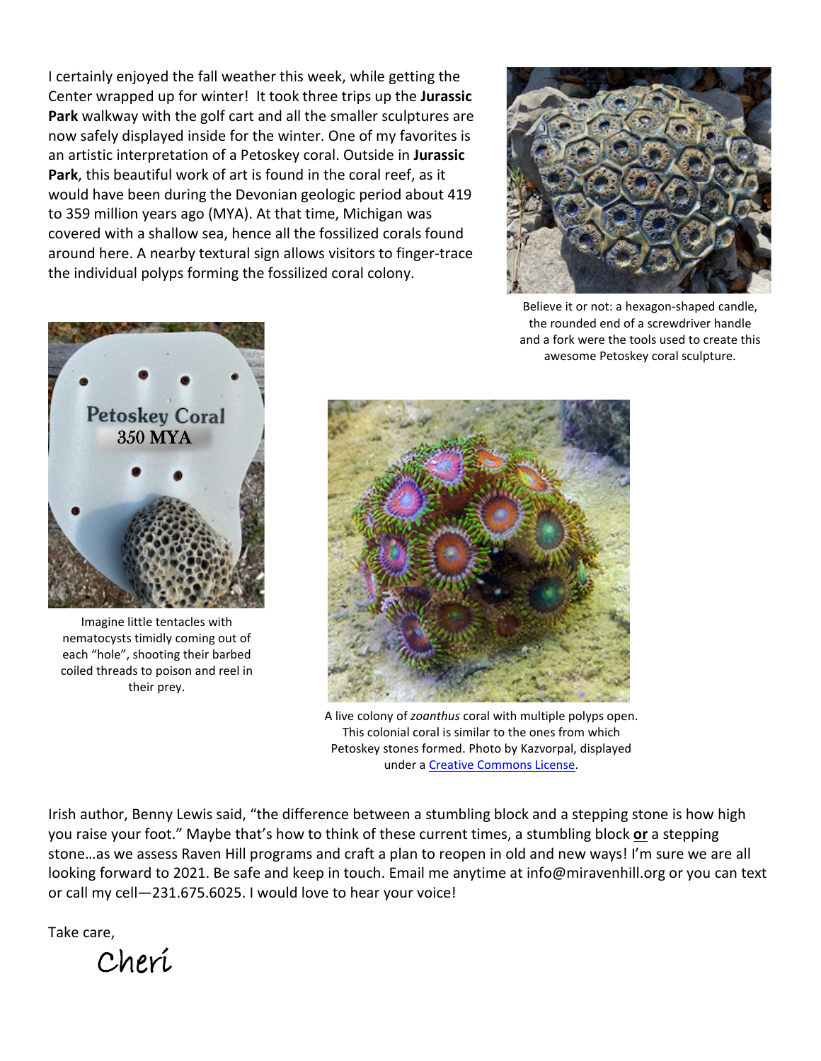I certainly enjoyed the fall weather this week, while getting the Center wrapped up for winter! It took three trips up the **Jurassic Park** walkway with the golf cart and all the smaller sculptures are now safely displayed inside for the winter. One of my favorites is an artistic interpretation of a Petoskey coral. Outside in **Jurassic Park**, this beautiful work of art is found in the coral reef, as it would have been during the Devonian geologic period about 419 to 359 million years ago (MYA). At that time, Michigan was covered with a shallow sea, hence all the fossilized corals found around here. A nearby textural sign allows visitors to finger-trace the individual polyps forming the fossilized coral colony.

Believe it or not: a hexagon-shaped candle, the rounded end of a screwdriver handle and a fork were the tools used to create this awesome Petoskey coral sculpture.

Petoskey Coral
350 MYA

Imagine little tentacles with nematocysts timidly coming out of each "hole", shooting their barbed coiled threads to poison and reel in their prey.

A live colony of *zoanthus* coral with multiple polyps open. This colonial coral is similar to the ones from which Petoskey stones formed. Photo by Kazvorpal, displayed under a [Creative Commons License](#).

Irish author, Benny Lewis said, "the difference between a stumbling block and a stepping stone is how high you raise your foot." Maybe that's how to think of these current times, a stumbling block **or** a stepping stone…as we assess Raven Hill programs and craft a plan to reopen in old and new ways! I'm sure we are all looking forward to 2021. Be safe and keep in touch. Email me anytime at info@miravenhill.org or you can text or call my cell—231.675.6025. I would love to hear your voice!

Take care,

Cheri